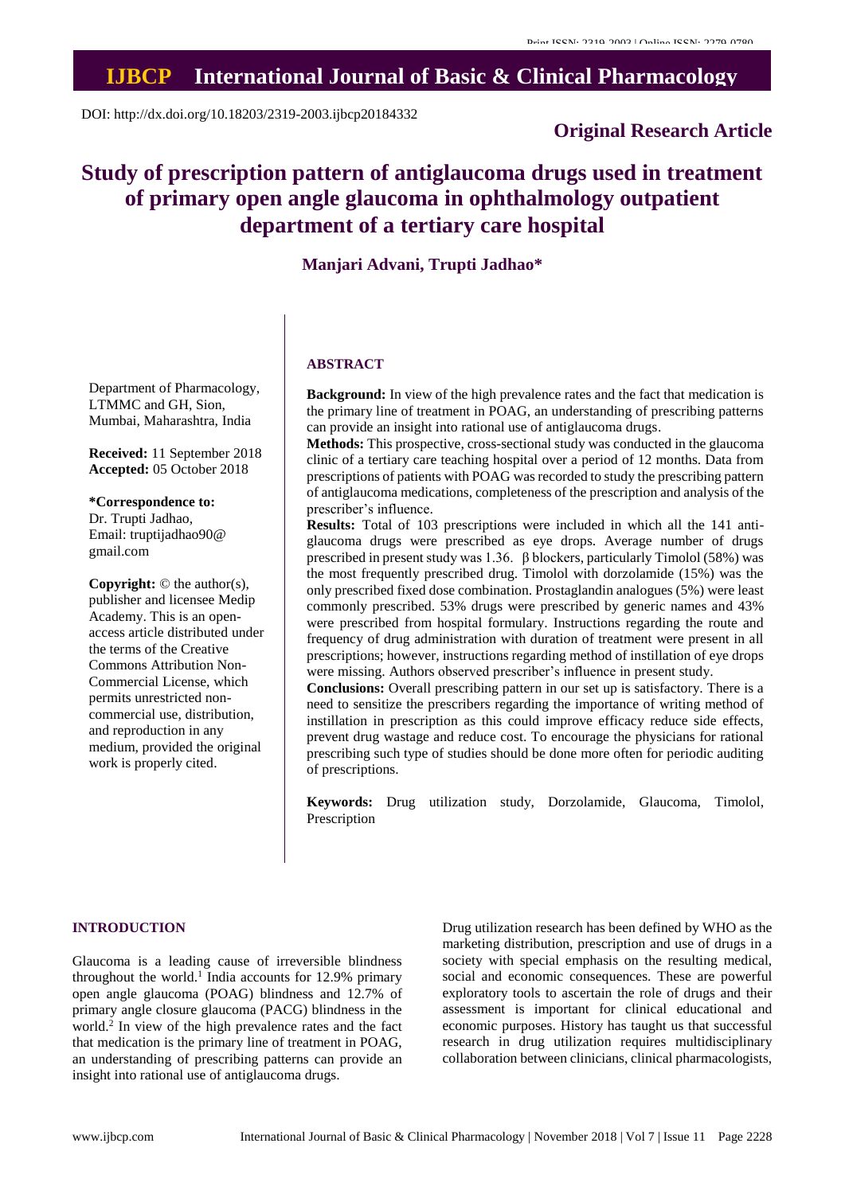DOI: http://dx.doi.org/10.18203/2319-2003.ijbcp20184332

**Original Research Article**

# Study of prescription pattern of antiglaucoma drugs used in treatment of primary open angle glaucoma in ophthalmology outpatient department of a tertiary care hospital

**Manjari Advani, Trupti Jadhao\***

Department of Pharmacology, LTMMC and GH, Sion, Mumbai, Maharashtra, India

**Received:** 11 September 2018
**Accepted:** 05 October 2018

**\*Correspondence to:**
Dr. Trupti Jadhao,
Email: truptijadhao90@gmail.com

**Copyright:** © the author(s), publisher and licensee Medip Academy. This is an open-access article distributed under the terms of the Creative Commons Attribution Non-Commercial License, which permits unrestricted non-commercial use, distribution, and reproduction in any medium, provided the original work is properly cited.

## ABSTRACT

**Background:** In view of the high prevalence rates and the fact that medication is the primary line of treatment in POAG, an understanding of prescribing patterns can provide an insight into rational use of antiglaucoma drugs.

**Methods:** This prospective, cross-sectional study was conducted in the glaucoma clinic of a tertiary care teaching hospital over a period of 12 months. Data from prescriptions of patients with POAG was recorded to study the prescribing pattern of antiglaucoma medications, completeness of the prescription and analysis of the prescriber's influence.

**Results:** Total of 103 prescriptions were included in which all the 141 anti-glaucoma drugs were prescribed as eye drops. Average number of drugs prescribed in present study was 1.36. β blockers, particularly Timolol (58%) was the most frequently prescribed drug. Timolol with dorzolamide (15%) was the only prescribed fixed dose combination. Prostaglandin analogues (5%) were least commonly prescribed. 53% drugs were prescribed by generic names and 43% were prescribed from hospital formulary. Instructions regarding the route and frequency of drug administration with duration of treatment were present in all prescriptions; however, instructions regarding method of instillation of eye drops were missing. Authors observed prescriber's influence in present study.

**Conclusions:** Overall prescribing pattern in our set up is satisfactory. There is a need to sensitize the prescribers regarding the importance of writing method of instillation in prescription as this could improve efficacy reduce side effects, prevent drug wastage and reduce cost. To encourage the physicians for rational prescribing such type of studies should be done more often for periodic auditing of prescriptions.

**Keywords:** Drug utilization study, Dorzolamide, Glaucoma, Timolol, Prescription

## INTRODUCTION

Glaucoma is a leading cause of irreversible blindness throughout the world.[1] India accounts for 12.9% primary open angle glaucoma (POAG) blindness and 12.7% of primary angle closure glaucoma (PACG) blindness in the world.[2] In view of the high prevalence rates and the fact that medication is the primary line of treatment in POAG, an understanding of prescribing patterns can provide an insight into rational use of antiglaucoma drugs.

Drug utilization research has been defined by WHO as the marketing distribution, prescription and use of drugs in a society with special emphasis on the resulting medical, social and economic consequences. These are powerful exploratory tools to ascertain the role of drugs and their assessment is important for clinical educational and economic purposes. History has taught us that successful research in drug utilization requires multidisciplinary collaboration between clinicians, clinical pharmacologists,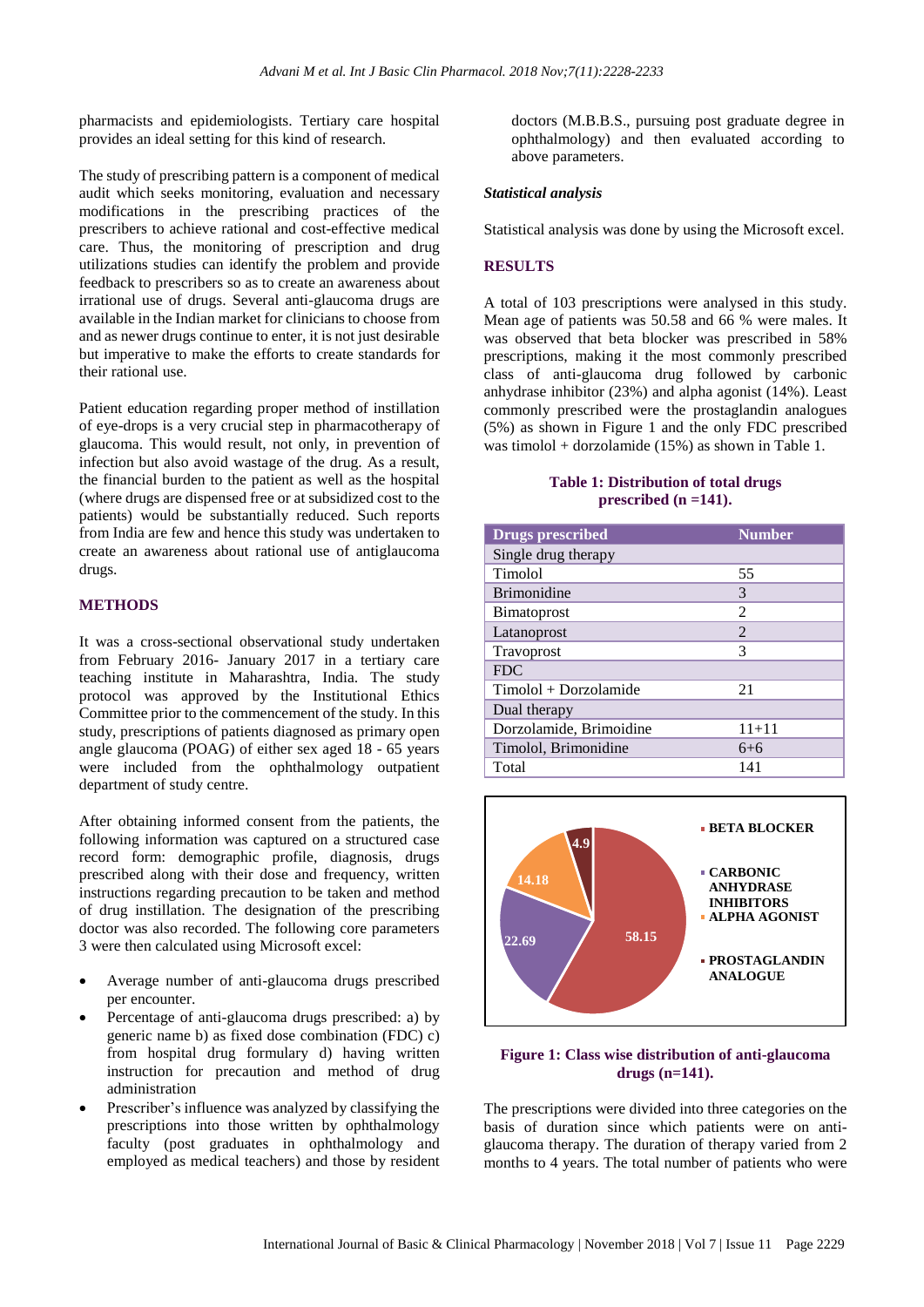pharmacists and epidemiologists. Tertiary care hospital provides an ideal setting for this kind of research.

The study of prescribing pattern is a component of medical audit which seeks monitoring, evaluation and necessary modifications in the prescribing practices of the prescribers to achieve rational and cost-effective medical care. Thus, the monitoring of prescription and drug utilizations studies can identify the problem and provide feedback to prescribers so as to create an awareness about irrational use of drugs. Several anti-glaucoma drugs are available in the Indian market for clinicians to choose from and as newer drugs continue to enter, it is not just desirable but imperative to make the efforts to create standards for their rational use.

Patient education regarding proper method of instillation of eye-drops is a very crucial step in pharmacotherapy of glaucoma. This would result, not only, in prevention of infection but also avoid wastage of the drug. As a result, the financial burden to the patient as well as the hospital (where drugs are dispensed free or at subsidized cost to the patients) would be substantially reduced. Such reports from India are few and hence this study was undertaken to create an awareness about rational use of antiglaucoma drugs.

## METHODS

It was a cross-sectional observational study undertaken from February 2016- January 2017 in a tertiary care teaching institute in Maharashtra, India. The study protocol was approved by the Institutional Ethics Committee prior to the commencement of the study. In this study, prescriptions of patients diagnosed as primary open angle glaucoma (POAG) of either sex aged 18 - 65 years were included from the ophthalmology outpatient department of study centre.

After obtaining informed consent from the patients, the following information was captured on a structured case record form: demographic profile, diagnosis, drugs prescribed along with their dose and frequency, written instructions regarding precaution to be taken and method of drug instillation. The designation of the prescribing doctor was also recorded. The following core parameters 3 were then calculated using Microsoft excel:

- Average number of anti-glaucoma drugs prescribed per encounter.
- Percentage of anti-glaucoma drugs prescribed: a) by generic name b) as fixed dose combination (FDC) c) from hospital drug formulary d) having written instruction for precaution and method of drug administration
- Prescriber's influence was analyzed by classifying the prescriptions into those written by ophthalmology faculty (post graduates in ophthalmology and employed as medical teachers) and those by resident doctors (M.B.B.S., pursuing post graduate degree in ophthalmology) and then evaluated according to above parameters.

### *Statistical analysis*

Statistical analysis was done by using the Microsoft excel.

## RESULTS

A total of 103 prescriptions were analysed in this study. Mean age of patients was 50.58 and 66 % were males. It was observed that beta blocker was prescribed in 58% prescriptions, making it the most commonly prescribed class of anti-glaucoma drug followed by carbonic anhydrase inhibitor (23%) and alpha agonist (14%). Least commonly prescribed were the prostaglandin analogues (5%) as shown in Figure 1 and the only FDC prescribed was timolol + dorzolamide (15%) as shown in Table 1.

**Table 1: Distribution of total drugs prescribed (n =141).**

| Drugs prescribed | Number |
|---|---|
| Single drug therapy | |
| Timolol | 55 |
| Brimonidine | 3 |
| Bimatoprost | 2 |
| Latanoprost | 2 |
| Travoprost | 3 |
| FDC | |
| Timolol + Dorzolamide | 21 |
| Dual therapy | |
| Dorzolamide, Brimoidine | 11+11 |
| Timolol, Brimonidine | 6+6 |
| Total | 141 |

**Figure 1: Class wise distribution of anti-glaucoma drugs (n=141).**

The prescriptions were divided into three categories on the basis of duration since which patients were on anti-glaucoma therapy. The duration of therapy varied from 2 months to 4 years. The total number of patients who were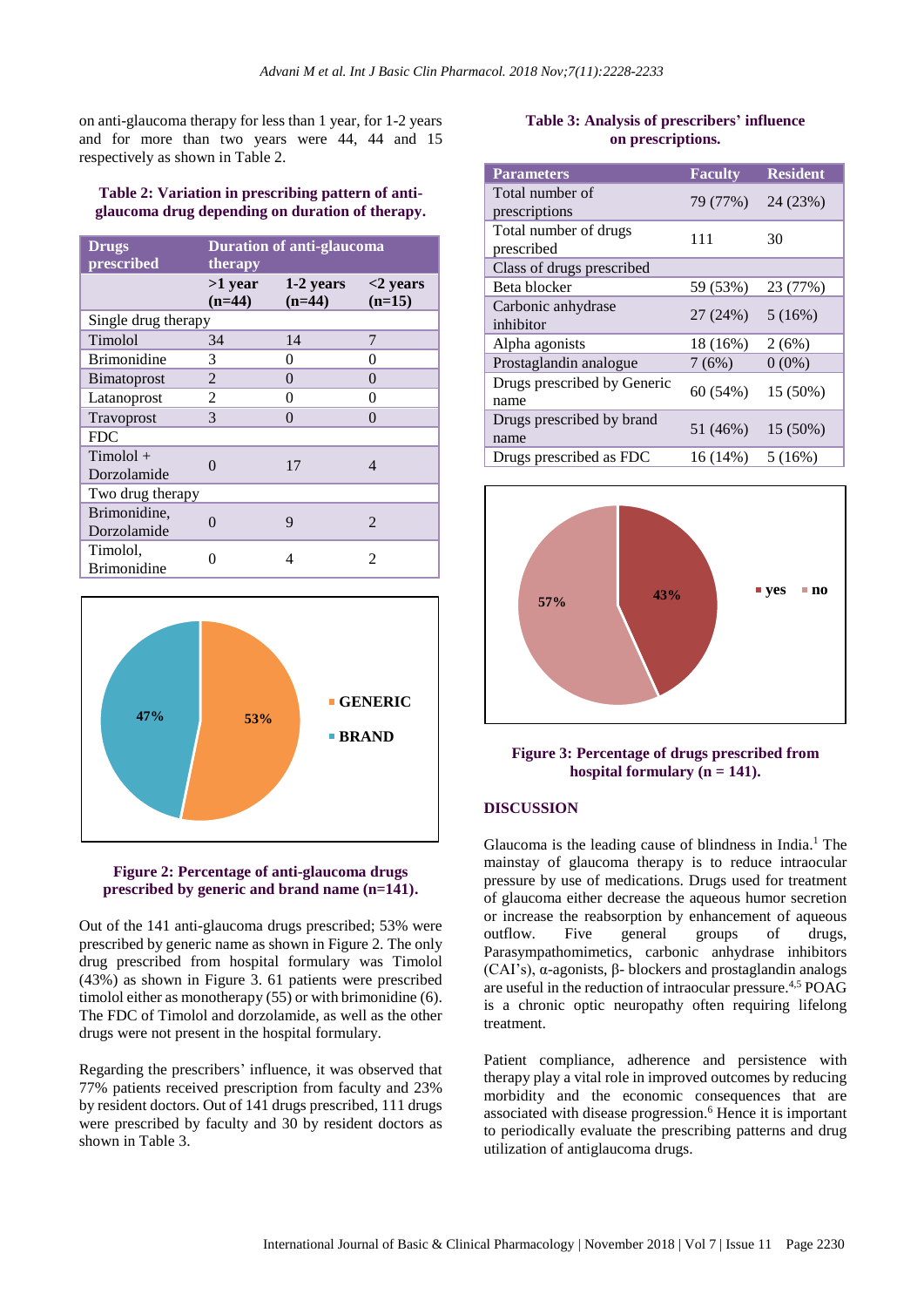on anti-glaucoma therapy for less than 1 year, for 1-2 years and for more than two years were 44, 44 and 15 respectively as shown in Table 2.

**Table 2: Variation in prescribing pattern of anti-glaucoma drug depending on duration of therapy.**

| Drugs prescribed | Duration of anti-glaucoma therapy | | |
|---|---|---|---|
| | >1 year (n=44) | 1-2 years (n=44) | <2 years (n=15) |
| Single drug therapy | | | |
| Timolol | 34 | 14 | 7 |
| Brimonidine | 3 | 0 | 0 |
| Bimatoprost | 2 | 0 | 0 |
| Latanoprost | 2 | 0 | 0 |
| Travoprost | 3 | 0 | 0 |
| FDC | | | |
| Timolol + Dorzolamide | 0 | 17 | 4 |
| Two drug therapy | | | |
| Brimonidine, Dorzolamide | 0 | 9 | 2 |
| Timolol, Brimonidine | 0 | 4 | 2 |

**Figure 2: Percentage of anti-glaucoma drugs prescribed by generic and brand name (n=141).**

Out of the 141 anti-glaucoma drugs prescribed; 53% were prescribed by generic name as shown in Figure 2. The only drug prescribed from hospital formulary was Timolol (43%) as shown in Figure 3. 61 patients were prescribed timolol either as monotherapy (55) or with brimonidine (6). The FDC of Timolol and dorzolamide, as well as the other drugs were not present in the hospital formulary.

Regarding the prescribers' influence, it was observed that 77% patients received prescription from faculty and 23% by resident doctors. Out of 141 drugs prescribed, 111 drugs were prescribed by faculty and 30 by resident doctors as shown in Table 3.

**Table 3: Analysis of prescribers' influence on prescriptions.**

| Parameters | Faculty | Resident |
|---|---|---|
| Total number of prescriptions | 79 (77%) | 24 (23%) |
| Total number of drugs prescribed | 111 | 30 |
| Class of drugs prescribed | | |
| Beta blocker | 59 (53%) | 23 (77%) |
| Carbonic anhydrase inhibitor | 27 (24%) | 5 (16%) |
| Alpha agonists | 18 (16%) | 2 (6%) |
| Prostaglandin analogue | 7 (6%) | 0 (0%) |
| Drugs prescribed by Generic name | 60 (54%) | 15 (50%) |
| Drugs prescribed by brand name | 51 (46%) | 15 (50%) |
| Drugs prescribed as FDC | 16 (14%) | 5 (16%) |

**Figure 3: Percentage of drugs prescribed from hospital formulary (n = 141).**

## DISCUSSION

Glaucoma is the leading cause of blindness in India.[1] The mainstay of glaucoma therapy is to reduce intraocular pressure by use of medications. Drugs used for treatment of glaucoma either decrease the aqueous humor secretion or increase the reabsorption by enhancement of aqueous outflow. Five general groups of drugs, Parasympathomimetics, carbonic anhydrase inhibitors (CAI's), α-agonists, β- blockers and prostaglandin analogs are useful in the reduction of intraocular pressure.[4,5] POAG is a chronic optic neuropathy often requiring lifelong treatment.

Patient compliance, adherence and persistence with therapy play a vital role in improved outcomes by reducing morbidity and the economic consequences that are associated with disease progression.[6] Hence it is important to periodically evaluate the prescribing patterns and drug utilization of antiglaucoma drugs.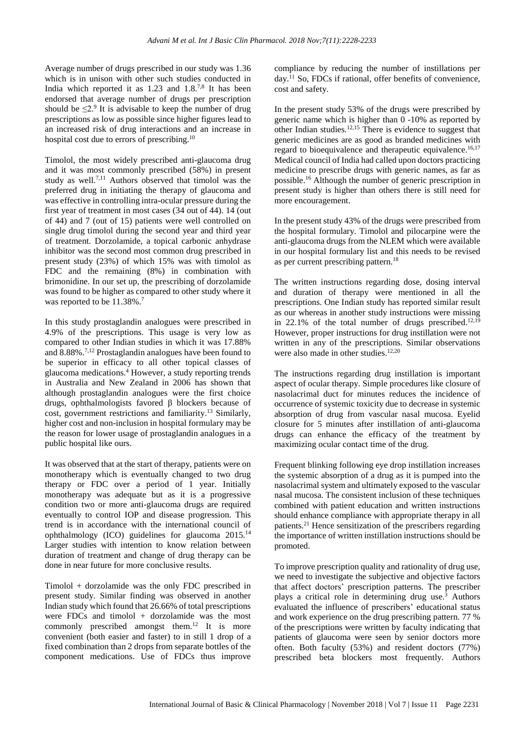Average number of drugs prescribed in our study was 1.36 which is in unison with other such studies conducted in India which reported it as 1.23 and 1.8.[7,8] It has been endorsed that average number of drugs per prescription should be ≤2.[9] It is advisable to keep the number of drug prescriptions as low as possible since higher figures lead to an increased risk of drug interactions and an increase in hospital cost due to errors of prescribing.[10]

Timolol, the most widely prescribed anti-glaucoma drug and it was most commonly prescribed (58%) in present study as well.[7,11] Authors observed that timolol was the preferred drug in initiating the therapy of glaucoma and was effective in controlling intra-ocular pressure during the first year of treatment in most cases (34 out of 44). 14 (out of 44) and 7 (out of 15) patients were well controlled on single drug timolol during the second year and third year of treatment. Dorzolamide, a topical carbonic anhydrase inhibitor was the second most common drug prescribed in present study (23%) of which 15% was with timolol as FDC and the remaining (8%) in combination with brimonidine. In our set up, the prescribing of dorzolamide was found to be higher as compared to other study where it was reported to be 11.38%.[7]

In this study prostaglandin analogues were prescribed in 4.9% of the prescriptions. This usage is very low as compared to other Indian studies in which it was 17.88% and 8.88%.[7,12] Prostaglandin analogues have been found to be superior in efficacy to all other topical classes of glaucoma medications.[4] However, a study reporting trends in Australia and New Zealand in 2006 has shown that although prostaglandin analogues were the first choice drugs, ophthalmologists favored β blockers because of cost, government restrictions and familiarity.[13] Similarly, higher cost and non-inclusion in hospital formulary may be the reason for lower usage of prostaglandin analogues in a public hospital like ours.

It was observed that at the start of therapy, patients were on monotherapy which is eventually changed to two drug therapy or FDC over a period of 1 year. Initially monotherapy was adequate but as it is a progressive condition two or more anti-glaucoma drugs are required eventually to control IOP and disease progression. This trend is in accordance with the international council of ophthalmology (ICO) guidelines for glaucoma 2015.[14] Larger studies with intention to know relation between duration of treatment and change of drug therapy can be done in near future for more conclusive results.

Timolol + dorzolamide was the only FDC prescribed in present study. Similar finding was observed in another Indian study which found that 26.66% of total prescriptions were FDCs and timolol + dorzolamide was the most commonly prescribed amongst them.[12] It is more convenient (both easier and faster) to in still 1 drop of a fixed combination than 2 drops from separate bottles of the component medications. Use of FDCs thus improve compliance by reducing the number of instillations per day.[11] So, FDCs if rational, offer benefits of convenience, cost and safety.

In the present study 53% of the drugs were prescribed by generic name which is higher than 0 -10% as reported by other Indian studies.[12,15] There is evidence to suggest that generic medicines are as good as branded medicines with regard to bioequivalence and therapeutic equivalence.[16,17] Medical council of India had called upon doctors practicing medicine to prescribe drugs with generic names, as far as possible.[16] Although the number of generic prescription in present study is higher than others there is still need for more encouragement.

In the present study 43% of the drugs were prescribed from the hospital formulary. Timolol and pilocarpine were the anti-glaucoma drugs from the NLEM which were available in our hospital formulary list and this needs to be revised as per current prescribing pattern.[18]

The written instructions regarding dose, dosing interval and duration of therapy were mentioned in all the prescriptions. One Indian study has reported similar result as our whereas in another study instructions were missing in 22.1% of the total number of drugs prescribed.[12,19] However, proper instructions for drug instillation were not written in any of the prescriptions. Similar observations were also made in other studies.[12,20]

The instructions regarding drug instillation is important aspect of ocular therapy. Simple procedures like closure of nasolacrimal duct for minutes reduces the incidence of occurrence of systemic toxicity due to decrease in systemic absorption of drug from vascular nasal mucosa. Eyelid closure for 5 minutes after instillation of anti-glaucoma drugs can enhance the efficacy of the treatment by maximizing ocular contact time of the drug.

Frequent blinking following eye drop instillation increases the systemic absorption of a drug as it is pumped into the nasolacrimal system and ultimately exposed to the vascular nasal mucosa. The consistent inclusion of these techniques combined with patient education and written instructions should enhance compliance with appropriate therapy in all patients.[21] Hence sensitization of the prescribers regarding the importance of written instillation instructions should be promoted.

To improve prescription quality and rationality of drug use, we need to investigate the subjective and objective factors that affect doctors' prescription patterns. The prescriber plays a critical role in determining drug use.[3] Authors evaluated the influence of prescribers' educational status and work experience on the drug prescribing pattern. 77 % of the prescriptions were written by faculty indicating that patients of glaucoma were seen by senior doctors more often. Both faculty (53%) and resident doctors (77%) prescribed beta blockers most frequently. Authors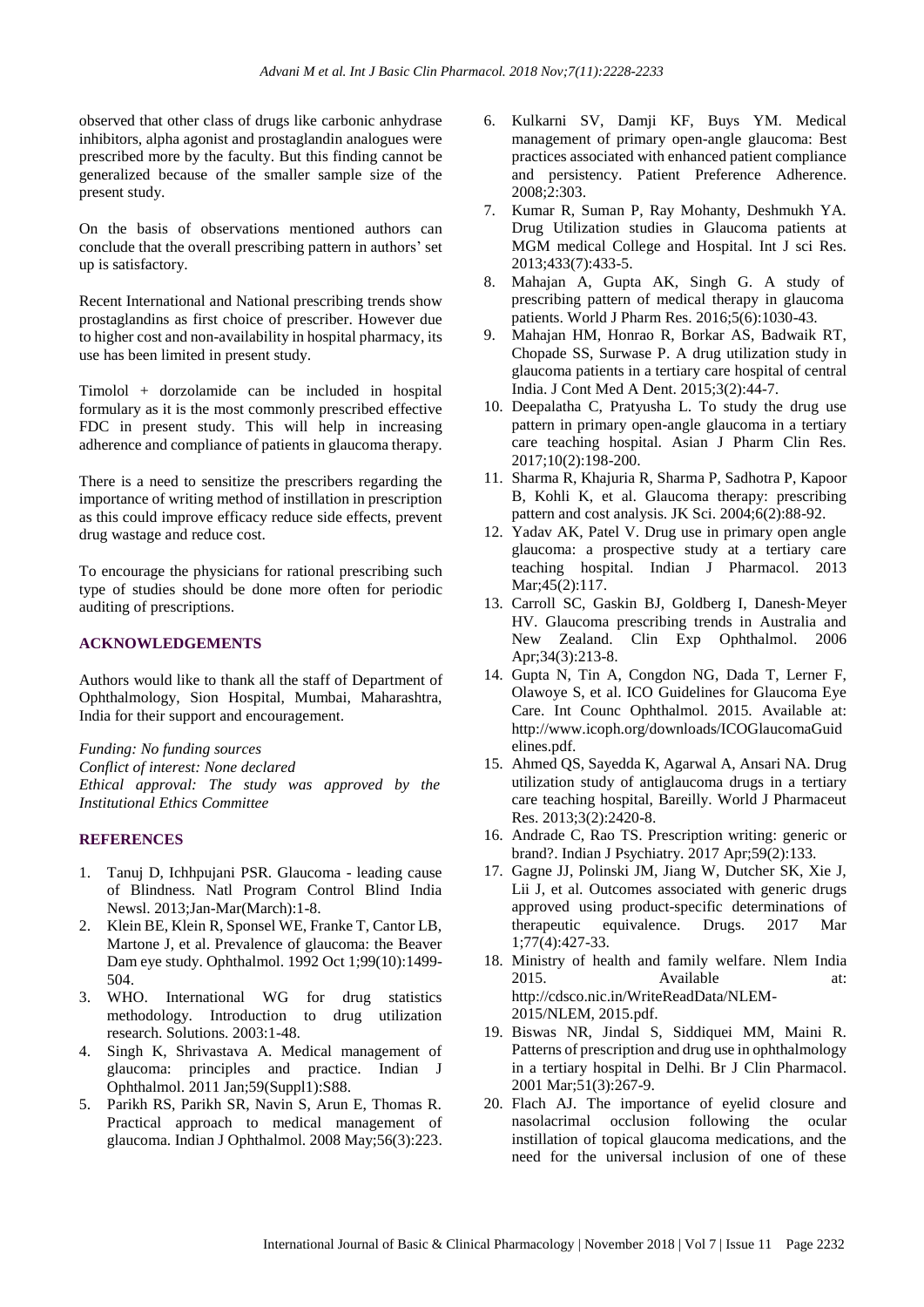observed that other class of drugs like carbonic anhydrase inhibitors, alpha agonist and prostaglandin analogues were prescribed more by the faculty. But this finding cannot be generalized because of the smaller sample size of the present study.

On the basis of observations mentioned authors can conclude that the overall prescribing pattern in authors' set up is satisfactory.

Recent International and National prescribing trends show prostaglandins as first choice of prescriber. However due to higher cost and non-availability in hospital pharmacy, its use has been limited in present study.

Timolol + dorzolamide can be included in hospital formulary as it is the most commonly prescribed effective FDC in present study. This will help in increasing adherence and compliance of patients in glaucoma therapy.

There is a need to sensitize the prescribers regarding the importance of writing method of instillation in prescription as this could improve efficacy reduce side effects, prevent drug wastage and reduce cost.

To encourage the physicians for rational prescribing such type of studies should be done more often for periodic auditing of prescriptions.

## ACKNOWLEDGEMENTS

Authors would like to thank all the staff of Department of Ophthalmology, Sion Hospital, Mumbai, Maharashtra, India for their support and encouragement.

*Funding: No funding sources*
*Conflict of interest: None declared*
*Ethical approval: The study was approved by the Institutional Ethics Committee*

## REFERENCES

1. Tanuj D, Ichhpujani PSR. Glaucoma - leading cause of Blindness. Natl Program Control Blind India Newsl. 2013;Jan-Mar(March):1-8.
2. Klein BE, Klein R, Sponsel WE, Franke T, Cantor LB, Martone J, et al. Prevalence of glaucoma: the Beaver Dam eye study. Ophthalmol. 1992 Oct 1;99(10):1499-504.
3. WHO. International WG for drug statistics methodology. Introduction to drug utilization research. Solutions. 2003:1-48.
4. Singh K, Shrivastava A. Medical management of glaucoma: principles and practice. Indian J Ophthalmol. 2011 Jan;59(Suppl1):S88.
5. Parikh RS, Parikh SR, Navin S, Arun E, Thomas R. Practical approach to medical management of glaucoma. Indian J Ophthalmol. 2008 May;56(3):223.
6. Kulkarni SV, Damji KF, Buys YM. Medical management of primary open-angle glaucoma: Best practices associated with enhanced patient compliance and persistency. Patient Preference Adherence. 2008;2:303.
7. Kumar R, Suman P, Ray Mohanty, Deshmukh YA. Drug Utilization studies in Glaucoma patients at MGM medical College and Hospital. Int J sci Res. 2013;433(7):433-5.
8. Mahajan A, Gupta AK, Singh G. A study of prescribing pattern of medical therapy in glaucoma patients. World J Pharm Res. 2016;5(6):1030-43.
9. Mahajan HM, Honrao R, Borkar AS, Badwaik RT, Chopade SS, Surwase P. A drug utilization study in glaucoma patients in a tertiary care hospital of central India. J Cont Med A Dent. 2015;3(2):44-7.
10. Deepalatha C, Pratyusha L. To study the drug use pattern in primary open-angle glaucoma in a tertiary care teaching hospital. Asian J Pharm Clin Res. 2017;10(2):198-200.
11. Sharma R, Khajuria R, Sharma P, Sadhotra P, Kapoor B, Kohli K, et al. Glaucoma therapy: prescribing pattern and cost analysis. JK Sci. 2004;6(2):88-92.
12. Yadav AK, Patel V. Drug use in primary open angle glaucoma: a prospective study at a tertiary care teaching hospital. Indian J Pharmacol. 2013 Mar;45(2):117.
13. Carroll SC, Gaskin BJ, Goldberg I, Danesh‐Meyer HV. Glaucoma prescribing trends in Australia and New Zealand. Clin Exp Ophthalmol. 2006 Apr;34(3):213-8.
14. Gupta N, Tin A, Congdon NG, Dada T, Lerner F, Olawoye S, et al. ICO Guidelines for Glaucoma Eye Care. Int Counc Ophthalmol. 2015. Available at: http://www.icoph.org/downloads/ICOGlaucomaGuidelines.pdf.
15. Ahmed QS, Sayedda K, Agarwal A, Ansari NA. Drug utilization study of antiglaucoma drugs in a tertiary care teaching hospital, Bareilly. World J Pharmaceut Res. 2013;3(2):2420-8.
16. Andrade C, Rao TS. Prescription writing: generic or brand?. Indian J Psychiatry. 2017 Apr;59(2):133.
17. Gagne JJ, Polinski JM, Jiang W, Dutcher SK, Xie J, Lii J, et al. Outcomes associated with generic drugs approved using product-specific determinations of therapeutic equivalence. Drugs. 2017 Mar 1;77(4):427-33.
18. Ministry of health and family welfare. Nlem India 2015. Available at: http://cdsco.nic.in/WriteReadData/NLEM-2015/NLEM, 2015.pdf.
19. Biswas NR, Jindal S, Siddiquei MM, Maini R. Patterns of prescription and drug use in ophthalmology in a tertiary hospital in Delhi. Br J Clin Pharmacol. 2001 Mar;51(3):267-9.
20. Flach AJ. The importance of eyelid closure and nasolacrimal occlusion following the ocular instillation of topical glaucoma medications, and the need for the universal inclusion of one of these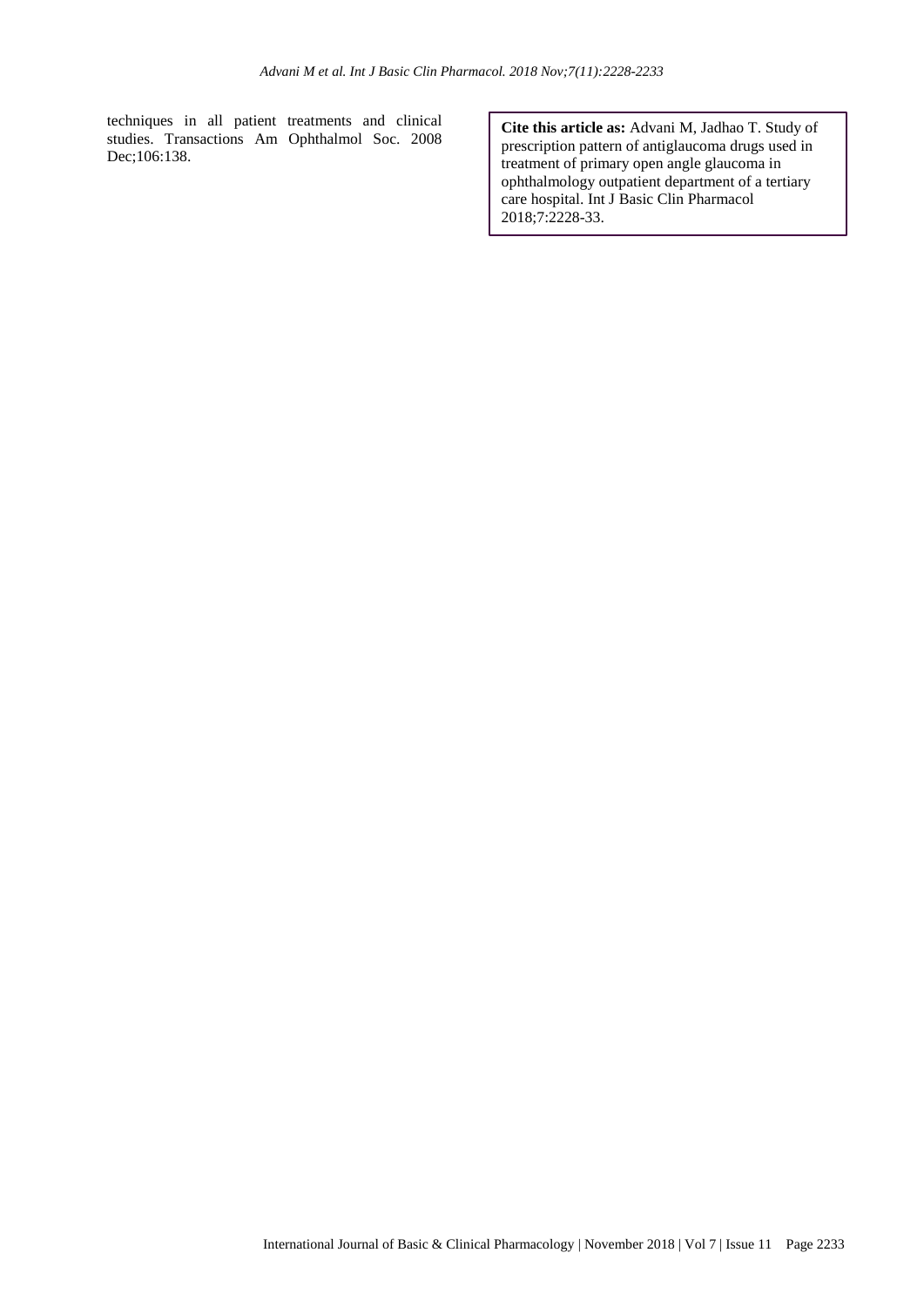techniques in all patient treatments and clinical studies. Transactions Am Ophthalmol Soc. 2008 Dec;106:138.

**Cite this article as:** Advani M, Jadhao T. Study of prescription pattern of antiglaucoma drugs used in treatment of primary open angle glaucoma in ophthalmology outpatient department of a tertiary care hospital. Int J Basic Clin Pharmacol 2018;7:2228-33.